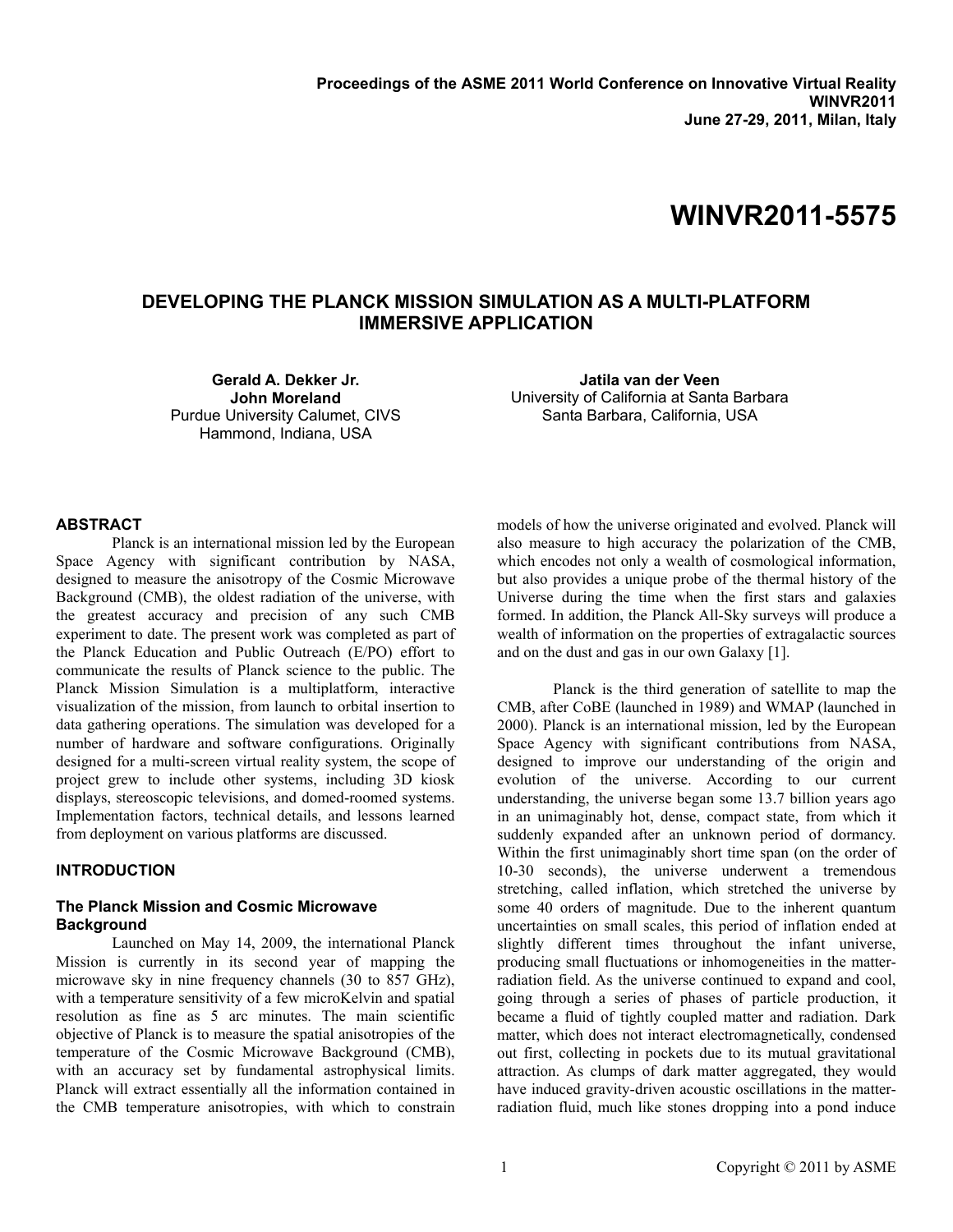Proceedings of the ASME 2011 World Conference on Innovative Virtual Reality
WINVR2011
June 27-29, 2011, Milan, Italy

# WINVR2011-5575

## DEVELOPING THE PLANCK MISSION SIMULATION AS A MULTI-PLATFORM IMMERSIVE APPLICATION

**Gerald A. Dekker Jr.**
**John Moreland**
Purdue University Calumet, CIVS
Hammond, Indiana, USA

**Jatila van der Veen**
University of California at Santa Barbara
Santa Barbara, California, USA

### ABSTRACT

Planck is an international mission led by the European Space Agency with significant contribution by NASA, designed to measure the anisotropy of the Cosmic Microwave Background (CMB), the oldest radiation of the universe, with the greatest accuracy and precision of any such CMB experiment to date. The present work was completed as part of the Planck Education and Public Outreach (E/PO) effort to communicate the results of Planck science to the public. The Planck Mission Simulation is a multiplatform, interactive visualization of the mission, from launch to orbital insertion to data gathering operations. The simulation was developed for a number of hardware and software configurations. Originally designed for a multi-screen virtual reality system, the scope of project grew to include other systems, including 3D kiosk displays, stereoscopic televisions, and domed-roomed systems. Implementation factors, technical details, and lessons learned from deployment on various platforms are discussed.

### INTRODUCTION

#### The Planck Mission and Cosmic Microwave Background

Launched on May 14, 2009, the international Planck Mission is currently in its second year of mapping the microwave sky in nine frequency channels (30 to 857 GHz), with a temperature sensitivity of a few microKelvin and spatial resolution as fine as 5 arc minutes. The main scientific objective of Planck is to measure the spatial anisotropies of the temperature of the Cosmic Microwave Background (CMB), with an accuracy set by fundamental astrophysical limits. Planck will extract essentially all the information contained in the CMB temperature anisotropies, with which to constrain models of how the universe originated and evolved. Planck will also measure to high accuracy the polarization of the CMB, which encodes not only a wealth of cosmological information, but also provides a unique probe of the thermal history of the Universe during the time when the first stars and galaxies formed. In addition, the Planck All-Sky surveys will produce a wealth of information on the properties of extragalactic sources and on the dust and gas in our own Galaxy [1].

Planck is the third generation of satellite to map the CMB, after CoBE (launched in 1989) and WMAP (launched in 2000). Planck is an international mission, led by the European Space Agency with significant contributions from NASA, designed to improve our understanding of the origin and evolution of the universe. According to our current understanding, the universe began some 13.7 billion years ago in an unimaginably hot, dense, compact state, from which it suddenly expanded after an unknown period of dormancy. Within the first unimaginably short time span (on the order of 10-30 seconds), the universe underwent a tremendous stretching, called inflation, which stretched the universe by some 40 orders of magnitude. Due to the inherent quantum uncertainties on small scales, this period of inflation ended at slightly different times throughout the infant universe, producing small fluctuations or inhomogeneities in the matter-radiation field. As the universe continued to expand and cool, going through a series of phases of particle production, it became a fluid of tightly coupled matter and radiation. Dark matter, which does not interact electromagnetically, condensed out first, collecting in pockets due to its mutual gravitational attraction. As clumps of dark matter aggregated, they would have induced gravity-driven acoustic oscillations in the matter-radiation fluid, much like stones dropping into a pond induce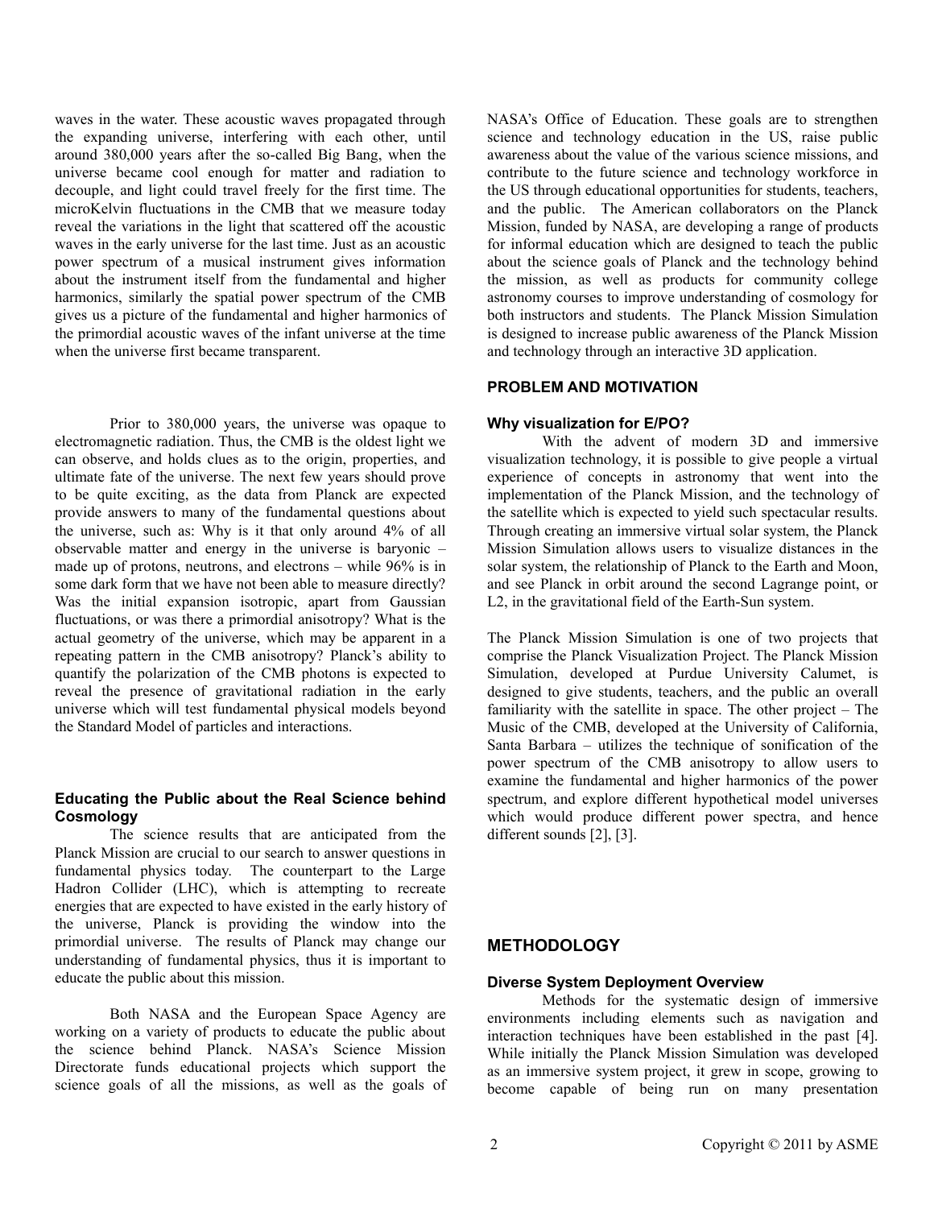waves in the water. These acoustic waves propagated through the expanding universe, interfering with each other, until around 380,000 years after the so-called Big Bang, when the universe became cool enough for matter and radiation to decouple, and light could travel freely for the first time. The microKelvin fluctuations in the CMB that we measure today reveal the variations in the light that scattered off the acoustic waves in the early universe for the last time. Just as an acoustic power spectrum of a musical instrument gives information about the instrument itself from the fundamental and higher harmonics, similarly the spatial power spectrum of the CMB gives us a picture of the fundamental and higher harmonics of the primordial acoustic waves of the infant universe at the time when the universe first became transparent.

Prior to 380,000 years, the universe was opaque to electromagnetic radiation. Thus, the CMB is the oldest light we can observe, and holds clues as to the origin, properties, and ultimate fate of the universe. The next few years should prove to be quite exciting, as the data from Planck are expected provide answers to many of the fundamental questions about the universe, such as: Why is it that only around 4% of all observable matter and energy in the universe is baryonic – made up of protons, neutrons, and electrons – while 96% is in some dark form that we have not been able to measure directly? Was the initial expansion isotropic, apart from Gaussian fluctuations, or was there a primordial anisotropy? What is the actual geometry of the universe, which may be apparent in a repeating pattern in the CMB anisotropy? Planck's ability to quantify the polarization of the CMB photons is expected to reveal the presence of gravitational radiation in the early universe which will test fundamental physical models beyond the Standard Model of particles and interactions.

### Educating the Public about the Real Science behind Cosmology

The science results that are anticipated from the Planck Mission are crucial to our search to answer questions in fundamental physics today. The counterpart to the Large Hadron Collider (LHC), which is attempting to recreate energies that are expected to have existed in the early history of the universe, Planck is providing the window into the primordial universe. The results of Planck may change our understanding of fundamental physics, thus it is important to educate the public about this mission.

Both NASA and the European Space Agency are working on a variety of products to educate the public about the science behind Planck. NASA's Science Mission Directorate funds educational projects which support the science goals of all the missions, as well as the goals of NASA's Office of Education. These goals are to strengthen science and technology education in the US, raise public awareness about the value of the various science missions, and contribute to the future science and technology workforce in the US through educational opportunities for students, teachers, and the public. The American collaborators on the Planck Mission, funded by NASA, are developing a range of products for informal education which are designed to teach the public about the science goals of Planck and the technology behind the mission, as well as products for community college astronomy courses to improve understanding of cosmology for both instructors and students. The Planck Mission Simulation is designed to increase public awareness of the Planck Mission and technology through an interactive 3D application.

## PROBLEM AND MOTIVATION

### Why visualization for E/PO?

With the advent of modern 3D and immersive visualization technology, it is possible to give people a virtual experience of concepts in astronomy that went into the implementation of the Planck Mission, and the technology of the satellite which is expected to yield such spectacular results. Through creating an immersive virtual solar system, the Planck Mission Simulation allows users to visualize distances in the solar system, the relationship of Planck to the Earth and Moon, and see Planck in orbit around the second Lagrange point, or L2, in the gravitational field of the Earth-Sun system.

The Planck Mission Simulation is one of two projects that comprise the Planck Visualization Project. The Planck Mission Simulation, developed at Purdue University Calumet, is designed to give students, teachers, and the public an overall familiarity with the satellite in space. The other project – The Music of the CMB, developed at the University of California, Santa Barbara – utilizes the technique of sonification of the power spectrum of the CMB anisotropy to allow users to examine the fundamental and higher harmonics of the power spectrum, and explore different hypothetical model universes which would produce different power spectra, and hence different sounds [2], [3].

## METHODOLOGY

### Diverse System Deployment Overview

Methods for the systematic design of immersive environments including elements such as navigation and interaction techniques have been established in the past [4]. While initially the Planck Mission Simulation was developed as an immersive system project, it grew in scope, growing to become capable of being run on many presentation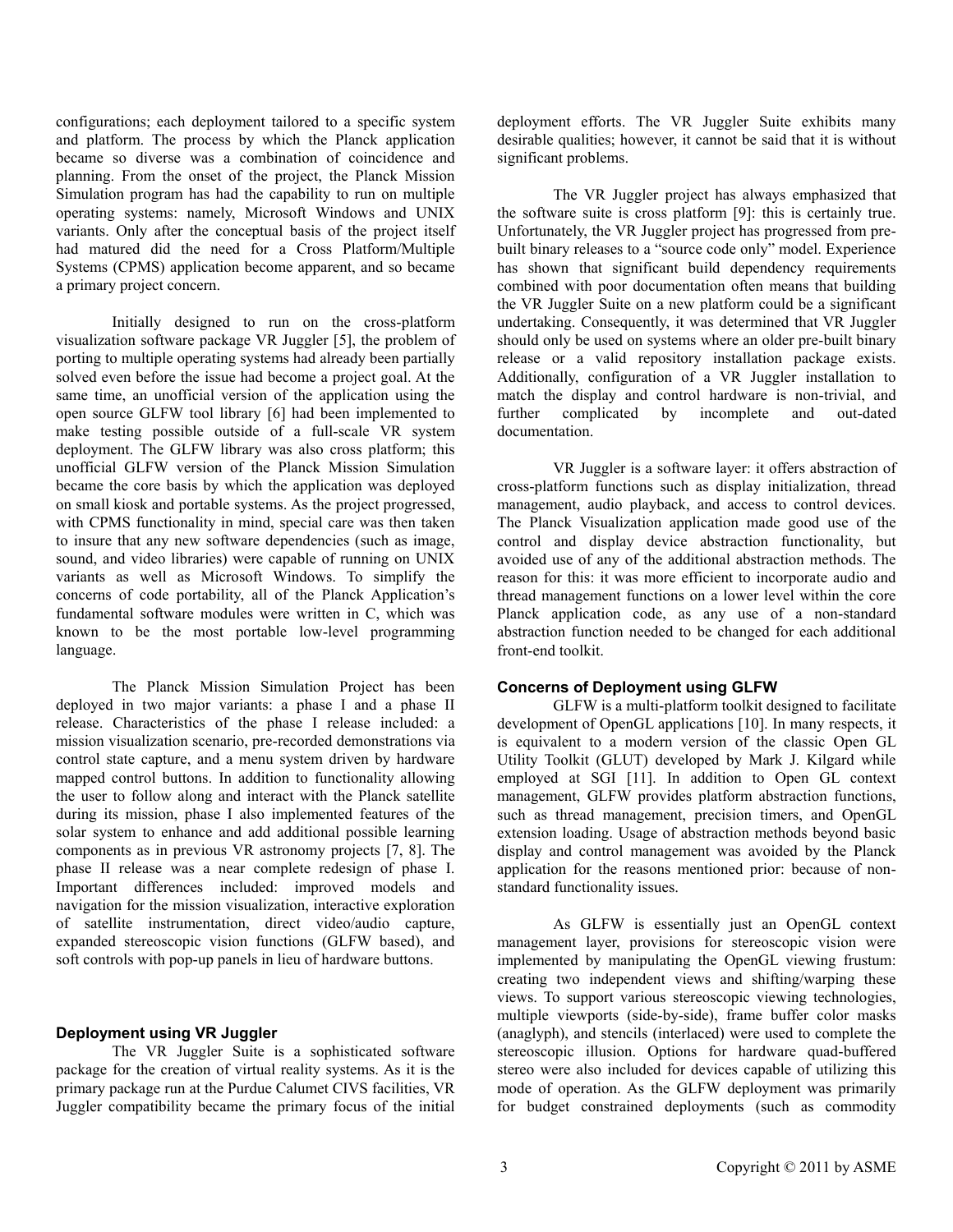configurations; each deployment tailored to a specific system and platform. The process by which the Planck application became so diverse was a combination of coincidence and planning. From the onset of the project, the Planck Mission Simulation program has had the capability to run on multiple operating systems: namely, Microsoft Windows and UNIX variants. Only after the conceptual basis of the project itself had matured did the need for a Cross Platform/Multiple Systems (CPMS) application become apparent, and so became a primary project concern.

Initially designed to run on the cross-platform visualization software package VR Juggler [5], the problem of porting to multiple operating systems had already been partially solved even before the issue had become a project goal. At the same time, an unofficial version of the application using the open source GLFW tool library [6] had been implemented to make testing possible outside of a full-scale VR system deployment. The GLFW library was also cross platform; this unofficial GLFW version of the Planck Mission Simulation became the core basis by which the application was deployed on small kiosk and portable systems. As the project progressed, with CPMS functionality in mind, special care was then taken to insure that any new software dependencies (such as image, sound, and video libraries) were capable of running on UNIX variants as well as Microsoft Windows. To simplify the concerns of code portability, all of the Planck Application's fundamental software modules were written in C, which was known to be the most portable low-level programming language.

The Planck Mission Simulation Project has been deployed in two major variants: a phase I and a phase II release. Characteristics of the phase I release included: a mission visualization scenario, pre-recorded demonstrations via control state capture, and a menu system driven by hardware mapped control buttons. In addition to functionality allowing the user to follow along and interact with the Planck satellite during its mission, phase I also implemented features of the solar system to enhance and add additional possible learning components as in previous VR astronomy projects [7, 8]. The phase II release was a near complete redesign of phase I. Important differences included: improved models and navigation for the mission visualization, interactive exploration of satellite instrumentation, direct video/audio capture, expanded stereoscopic vision functions (GLFW based), and soft controls with pop-up panels in lieu of hardware buttons.

### Deployment using VR Juggler

The VR Juggler Suite is a sophisticated software package for the creation of virtual reality systems. As it is the primary package run at the Purdue Calumet CIVS facilities, VR Juggler compatibility became the primary focus of the initial deployment efforts. The VR Juggler Suite exhibits many desirable qualities; however, it cannot be said that it is without significant problems.

The VR Juggler project has always emphasized that the software suite is cross platform [9]: this is certainly true. Unfortunately, the VR Juggler project has progressed from pre-built binary releases to a "source code only" model. Experience has shown that significant build dependency requirements combined with poor documentation often means that building the VR Juggler Suite on a new platform could be a significant undertaking. Consequently, it was determined that VR Juggler should only be used on systems where an older pre-built binary release or a valid repository installation package exists. Additionally, configuration of a VR Juggler installation to match the display and control hardware is non-trivial, and further complicated by incomplete and out-dated documentation.

VR Juggler is a software layer: it offers abstraction of cross-platform functions such as display initialization, thread management, audio playback, and access to control devices. The Planck Visualization application made good use of the control and display device abstraction functionality, but avoided use of any of the additional abstraction methods. The reason for this: it was more efficient to incorporate audio and thread management functions on a lower level within the core Planck application code, as any use of a non-standard abstraction function needed to be changed for each additional front-end toolkit.

### Concerns of Deployment using GLFW

GLFW is a multi-platform toolkit designed to facilitate development of OpenGL applications [10]. In many respects, it is equivalent to a modern version of the classic Open GL Utility Toolkit (GLUT) developed by Mark J. Kilgard while employed at SGI [11]. In addition to Open GL context management, GLFW provides platform abstraction functions, such as thread management, precision timers, and OpenGL extension loading. Usage of abstraction methods beyond basic display and control management was avoided by the Planck application for the reasons mentioned prior: because of non-standard functionality issues.

As GLFW is essentially just an OpenGL context management layer, provisions for stereoscopic vision were implemented by manipulating the OpenGL viewing frustum: creating two independent views and shifting/warping these views. To support various stereoscopic viewing technologies, multiple viewports (side-by-side), frame buffer color masks (anaglyph), and stencils (interlaced) were used to complete the stereoscopic illusion. Options for hardware quad-buffered stereo were also included for devices capable of utilizing this mode of operation. As the GLFW deployment was primarily for budget constrained deployments (such as commodity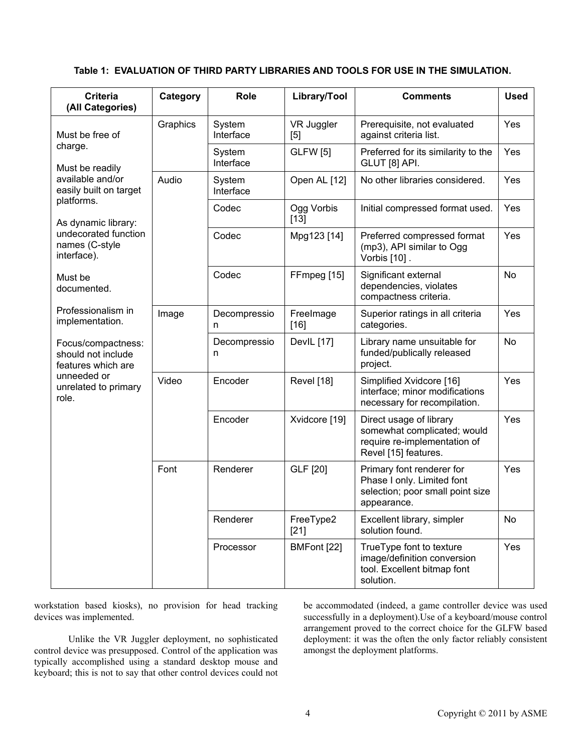**Table 1: EVALUATION OF THIRD PARTY LIBRARIES AND TOOLS FOR USE IN THE SIMULATION.**

| Criteria (All Categories) | Category | Role | Library/Tool | Comments | Used |
|---|---|---|---|---|---|
| Must be free of charge.<br><br>Must be readily available and/or easily built on target platforms.<br><br>As dynamic library: undecorated function names (C-style interface).<br><br>Must be documented.<br><br>Professionalism in implementation.<br><br>Focus/compactness: should not include features which are unneeded or unrelated to primary role. | Graphics | System Interface | VR Juggler [5] | Prerequisite, not evaluated against criteria list. | Yes |
| | | System Interface | GLFW [5] | Preferred for its similarity to the GLUT [8] API. | Yes |
| | Audio | System Interface | Open AL [12] | No other libraries considered. | Yes |
| | | Codec | Ogg Vorbis [13] | Initial compressed format used. | Yes |
| | | Codec | Mpg123 [14] | Preferred compressed format (mp3), API similar to Ogg Vorbis [10] . | Yes |
| | | Codec | FFmpeg [15] | Significant external dependencies, violates compactness criteria. | No |
| | Image | Decompression | FreeImage [16] | Superior ratings in all criteria categories. | Yes |
| | | Decompression | DevIL [17] | Library name unsuitable for funded/publically released project. | No |
| | Video | Encoder | Revel [18] | Simplified Xvidcore [16] interface; minor modifications necessary for recompilation. | Yes |
| | | Encoder | Xvidcore [19] | Direct usage of library somewhat complicated; would require re-implementation of Revel [15] features. | Yes |
| | Font | Renderer | GLF [20] | Primary font renderer for Phase I only. Limited font selection; poor small point size appearance. | Yes |
| | | Renderer | FreeType2 [21] | Excellent library, simpler solution found. | No |
| | | Processor | BMFont [22] | TrueType font to texture image/definition conversion tool. Excellent bitmap font solution. | Yes |

workstation based kiosks), no provision for head tracking devices was implemented.

Unlike the VR Juggler deployment, no sophisticated control device was presupposed. Control of the application was typically accomplished using a standard desktop mouse and keyboard; this is not to say that other control devices could not be accommodated (indeed, a game controller device was used successfully in a deployment).Use of a keyboard/mouse control arrangement proved to the correct choice for the GLFW based deployment: it was the often the only factor reliably consistent amongst the deployment platforms.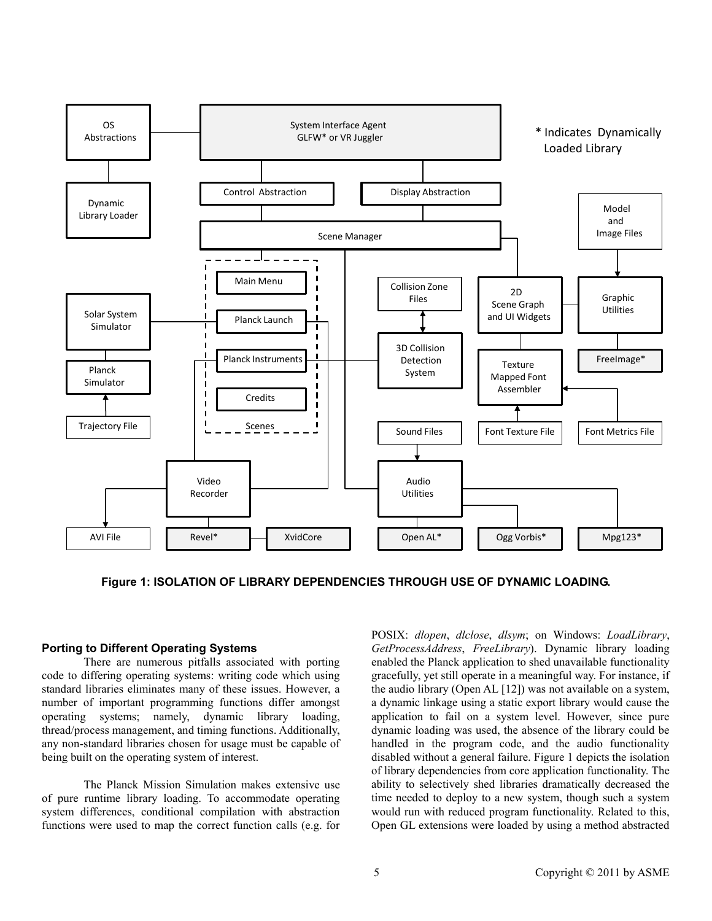**Figure 1: ISOLATION OF LIBRARY DEPENDENCIES THROUGH USE OF DYNAMIC LOADING.**

### Porting to Different Operating Systems

There are numerous pitfalls associated with porting code to differing operating systems: writing code which using standard libraries eliminates many of these issues. However, a number of important programming functions differ amongst operating systems; namely, dynamic library loading, thread/process management, and timing functions. Additionally, any non-standard libraries chosen for usage must be capable of being built on the operating system of interest.

The Planck Mission Simulation makes extensive use of pure runtime library loading. To accommodate operating system differences, conditional compilation with abstraction functions were used to map the correct function calls (e.g. for POSIX: *dlopen*, *dlclose*, *dlsym*; on Windows: *LoadLibrary*, *GetProcessAddress*, *FreeLibrary*). Dynamic library loading enabled the Planck application to shed unavailable functionality gracefully, yet still operate in a meaningful way. For instance, if the audio library (Open AL [12]) was not available on a system, a dynamic linkage using a static export library would cause the application to fail on a system level. However, since pure dynamic loading was used, the absence of the library could be handled in the program code, and the audio functionality disabled without a general failure. Figure 1 depicts the isolation of library dependencies from core application functionality. The ability to selectively shed libraries dramatically decreased the time needed to deploy to a new system, though such a system would run with reduced program functionality. Related to this, Open GL extensions were loaded by using a method abstracted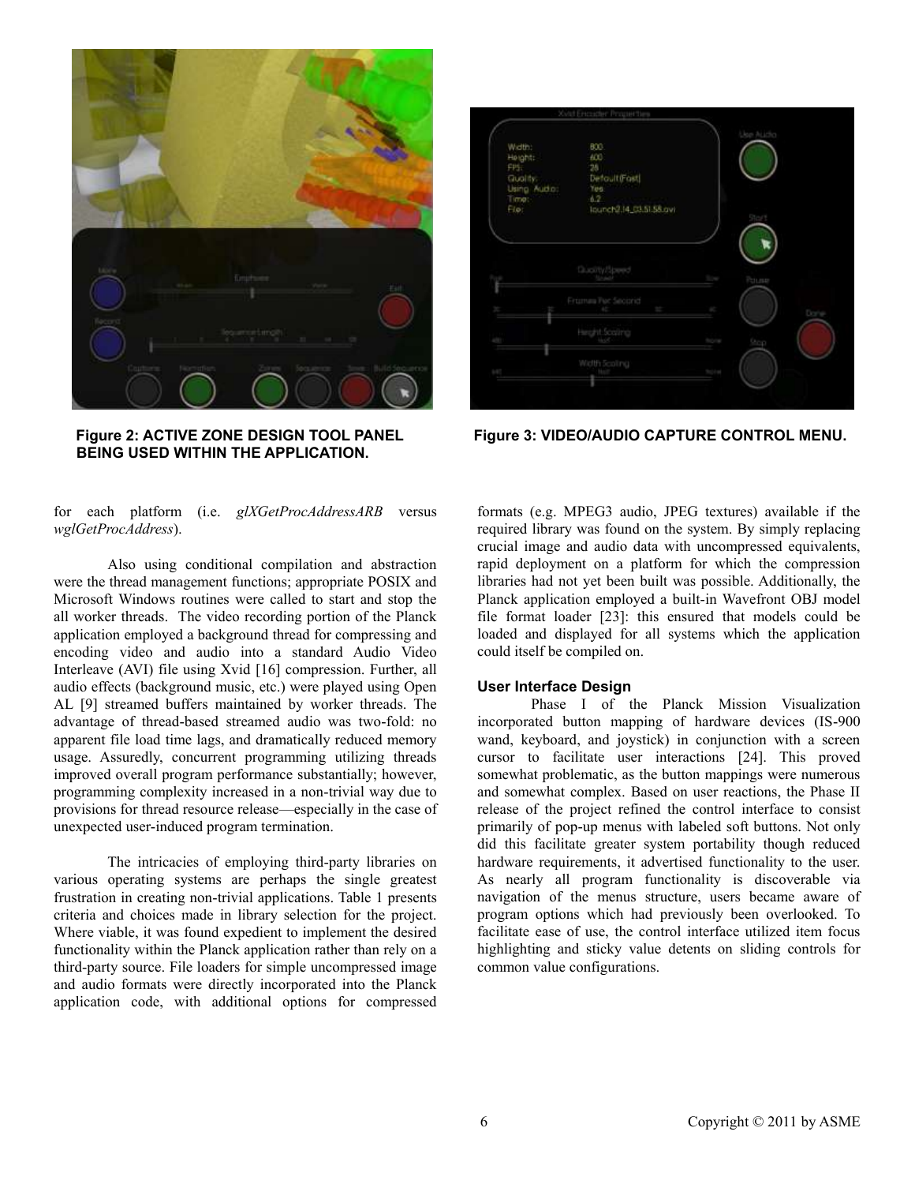Figure 2: ACTIVE ZONE DESIGN TOOL PANEL BEING USED WITHIN THE APPLICATION.

Figure 3: VIDEO/AUDIO CAPTURE CONTROL MENU.

for each platform (i.e. *glXGetProcAddressARB* versus *wglGetProcAddress*).

Also using conditional compilation and abstraction were the thread management functions; appropriate POSIX and Microsoft Windows routines were called to start and stop the all worker threads. The video recording portion of the Planck application employed a background thread for compressing and encoding video and audio into a standard Audio Video Interleave (AVI) file using Xvid [16] compression. Further, all audio effects (background music, etc.) were played using Open AL [9] streamed buffers maintained by worker threads. The advantage of thread-based streamed audio was two-fold: no apparent file load time lags, and dramatically reduced memory usage. Assuredly, concurrent programming utilizing threads improved overall program performance substantially; however, programming complexity increased in a non-trivial way due to provisions for thread resource release—especially in the case of unexpected user-induced program termination.

The intricacies of employing third-party libraries on various operating systems are perhaps the single greatest frustration in creating non-trivial applications. Table 1 presents criteria and choices made in library selection for the project. Where viable, it was found expedient to implement the desired functionality within the Planck application rather than rely on a third-party source. File loaders for simple uncompressed image and audio formats were directly incorporated into the Planck application code, with additional options for compressed formats (e.g. MPEG3 audio, JPEG textures) available if the required library was found on the system. By simply replacing crucial image and audio data with uncompressed equivalents, rapid deployment on a platform for which the compression libraries had not yet been built was possible. Additionally, the Planck application employed a built-in Wavefront OBJ model file format loader [23]: this ensured that models could be loaded and displayed for all systems which the application could itself be compiled on.

### User Interface Design

Phase I of the Planck Mission Visualization incorporated button mapping of hardware devices (IS-900 wand, keyboard, and joystick) in conjunction with a screen cursor to facilitate user interactions [24]. This proved somewhat problematic, as the button mappings were numerous and somewhat complex. Based on user reactions, the Phase II release of the project refined the control interface to consist primarily of pop-up menus with labeled soft buttons. Not only did this facilitate greater system portability though reduced hardware requirements, it advertised functionality to the user. As nearly all program functionality is discoverable via navigation of the menus structure, users became aware of program options which had previously been overlooked. To facilitate ease of use, the control interface utilized item focus highlighting and sticky value detents on sliding controls for common value configurations.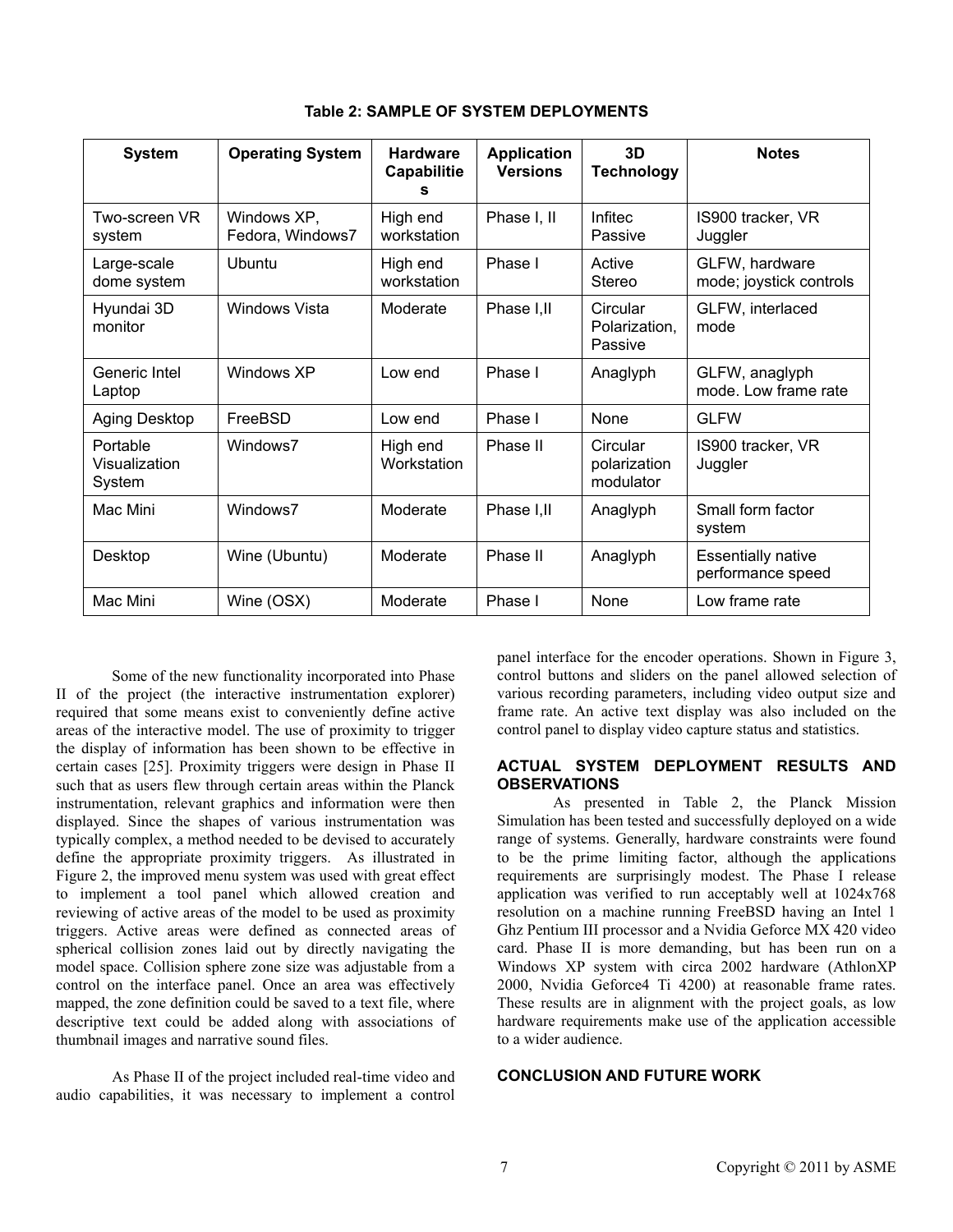**Table 2: SAMPLE OF SYSTEM DEPLOYMENTS**

| System | Operating System | Hardware Capabilities | Application Versions | 3D Technology | Notes |
| --- | --- | --- | --- | --- | --- |
| Two-screen VR system | Windows XP, Fedora, Windows7 | High end workstation | Phase I, II | Infitec Passive | IS900 tracker, VR Juggler |
| Large-scale dome system | Ubuntu | High end workstation | Phase I | Active Stereo | GLFW, hardware mode; joystick controls |
| Hyundai 3D monitor | Windows Vista | Moderate | Phase I,II | Circular Polarization, Passive | GLFW, interlaced mode |
| Generic Intel Laptop | Windows XP | Low end | Phase I | Anaglyph | GLFW, anaglyph mode. Low frame rate |
| Aging Desktop | FreeBSD | Low end | Phase I | None | GLFW |
| Portable Visualization System | Windows7 | High end Workstation | Phase II | Circular polarization modulator | IS900 tracker, VR Juggler |
| Mac Mini | Windows7 | Moderate | Phase I,II | Anaglyph | Small form factor system |
| Desktop | Wine (Ubuntu) | Moderate | Phase II | Anaglyph | Essentially native performance speed |
| Mac Mini | Wine (OSX) | Moderate | Phase I | None | Low frame rate |

Some of the new functionality incorporated into Phase II of the project (the interactive instrumentation explorer) required that some means exist to conveniently define active areas of the interactive model. The use of proximity to trigger the display of information has been shown to be effective in certain cases [25]. Proximity triggers were design in Phase II such that as users flew through certain areas within the Planck instrumentation, relevant graphics and information were then displayed. Since the shapes of various instrumentation was typically complex, a method needed to be devised to accurately define the appropriate proximity triggers. As illustrated in Figure 2, the improved menu system was used with great effect to implement a tool panel which allowed creation and reviewing of active areas of the model to be used as proximity triggers. Active areas were defined as connected areas of spherical collision zones laid out by directly navigating the model space. Collision sphere zone size was adjustable from a control on the interface panel. Once an area was effectively mapped, the zone definition could be saved to a text file, where descriptive text could be added along with associations of thumbnail images and narrative sound files.

As Phase II of the project included real-time video and audio capabilities, it was necessary to implement a control panel interface for the encoder operations. Shown in Figure 3, control buttons and sliders on the panel allowed selection of various recording parameters, including video output size and frame rate. An active text display was also included on the control panel to display video capture status and statistics.

## ACTUAL SYSTEM DEPLOYMENT RESULTS AND OBSERVATIONS

As presented in Table 2, the Planck Mission Simulation has been tested and successfully deployed on a wide range of systems. Generally, hardware constraints were found to be the prime limiting factor, although the applications requirements are surprisingly modest. The Phase I release application was verified to run acceptably well at 1024x768 resolution on a machine running FreeBSD having an Intel 1 Ghz Pentium III processor and a Nvidia Geforce MX 420 video card. Phase II is more demanding, but has been run on a Windows XP system with circa 2002 hardware (AthlonXP 2000, Nvidia Geforce4 Ti 4200) at reasonable frame rates. These results are in alignment with the project goals, as low hardware requirements make use of the application accessible to a wider audience.

## CONCLUSION AND FUTURE WORK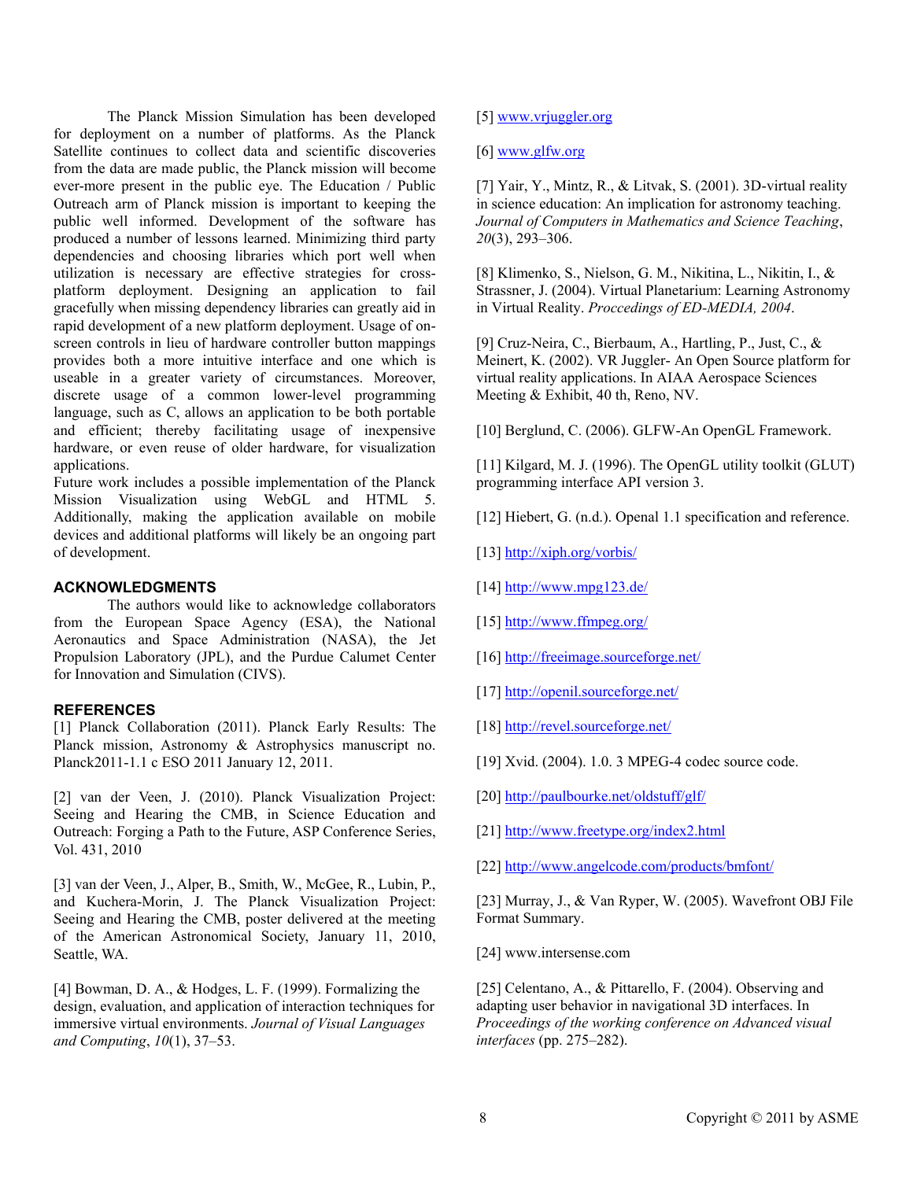The Planck Mission Simulation has been developed for deployment on a number of platforms. As the Planck Satellite continues to collect data and scientific discoveries from the data are made public, the Planck mission will become ever-more present in the public eye. The Education / Public Outreach arm of Planck mission is important to keeping the public well informed. Development of the software has produced a number of lessons learned. Minimizing third party dependencies and choosing libraries which port well when utilization is necessary are effective strategies for cross-platform deployment. Designing an application to fail gracefully when missing dependency libraries can greatly aid in rapid development of a new platform deployment. Usage of on-screen controls in lieu of hardware controller button mappings provides both a more intuitive interface and one which is useable in a greater variety of circumstances. Moreover, discrete usage of a common lower-level programming language, such as C, allows an application to be both portable and efficient; thereby facilitating usage of inexpensive hardware, or even reuse of older hardware, for visualization applications.

Future work includes a possible implementation of the Planck Mission Visualization using WebGL and HTML 5. Additionally, making the application available on mobile devices and additional platforms will likely be an ongoing part of development.

## ACKNOWLEDGMENTS

The authors would like to acknowledge collaborators from the European Space Agency (ESA), the National Aeronautics and Space Administration (NASA), the Jet Propulsion Laboratory (JPL), and the Purdue Calumet Center for Innovation and Simulation (CIVS).

## REFERENCES

[1] Planck Collaboration (2011). Planck Early Results: The Planck mission, Astronomy & Astrophysics manuscript no. Planck2011-1.1 c ESO 2011 January 12, 2011.

[2] van der Veen, J. (2010). Planck Visualization Project: Seeing and Hearing the CMB, in Science Education and Outreach: Forging a Path to the Future, ASP Conference Series, Vol. 431, 2010

[3] van der Veen, J., Alper, B., Smith, W., McGee, R., Lubin, P., and Kuchera-Morin, J. The Planck Visualization Project: Seeing and Hearing the CMB, poster delivered at the meeting of the American Astronomical Society, January 11, 2010, Seattle, WA.

[4] Bowman, D. A., & Hodges, L. F. (1999). Formalizing the design, evaluation, and application of interaction techniques for immersive virtual environments. *Journal of Visual Languages and Computing*, *10*(1), 37–53.

[5] www.vrjuggler.org

[6] www.glfw.org

[7] Yair, Y., Mintz, R., & Litvak, S. (2001). 3D-virtual reality in science education: An implication for astronomy teaching. *Journal of Computers in Mathematics and Science Teaching*, *20*(3), 293–306.

[8] Klimenko, S., Nielson, G. M., Nikitina, L., Nikitin, I., & Strassner, J. (2004). Virtual Planetarium: Learning Astronomy in Virtual Reality. *Proccedings of ED-MEDIA, 2004*.

[9] Cruz-Neira, C., Bierbaum, A., Hartling, P., Just, C., & Meinert, K. (2002). VR Juggler- An Open Source platform for virtual reality applications. In AIAA Aerospace Sciences Meeting & Exhibit, 40 th, Reno, NV.

[10] Berglund, C. (2006). GLFW-An OpenGL Framework.

[11] Kilgard, M. J. (1996). The OpenGL utility toolkit (GLUT) programming interface API version 3.

[12] Hiebert, G. (n.d.). Openal 1.1 specification and reference.

[13] http://xiph.org/vorbis/

[14] http://www.mpg123.de/

[15] http://www.ffmpeg.org/

[16] http://freeimage.sourceforge.net/

[17] http://openil.sourceforge.net/

[18] http://revel.sourceforge.net/

[19] Xvid. (2004). 1.0. 3 MPEG-4 codec source code.

[20] http://paulbourke.net/oldstuff/glf/

[21] http://www.freetype.org/index2.html

[22] http://www.angelcode.com/products/bmfont/

[23] Murray, J., & Van Ryper, W. (2005). Wavefront OBJ File Format Summary.

[24] www.intersense.com

[25] Celentano, A., & Pittarello, F. (2004). Observing and adapting user behavior in navigational 3D interfaces. In *Proceedings of the working conference on Advanced visual interfaces* (pp. 275–282).